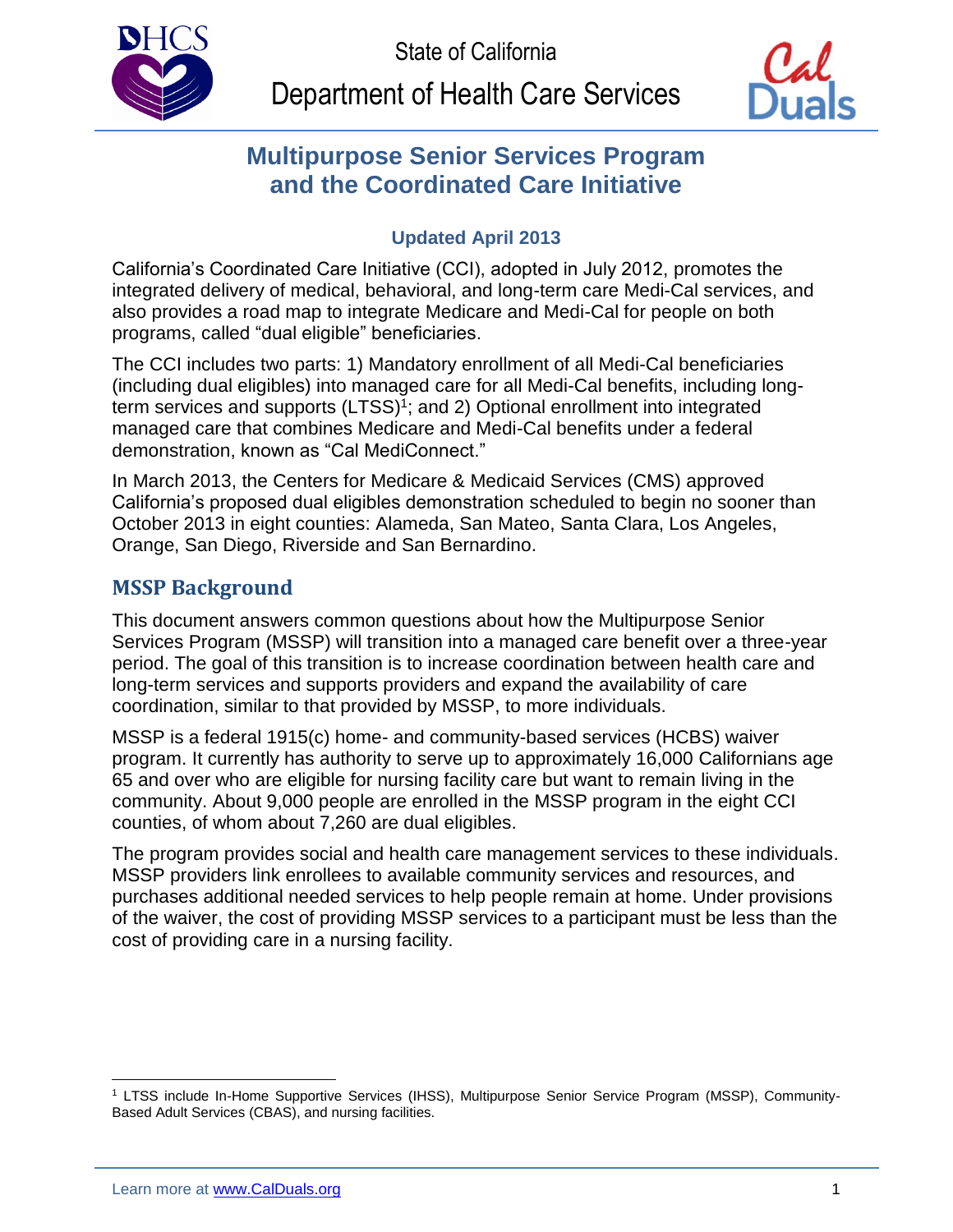State of California

Department of Health Care Services

# Multipurpose Senior Services Program and the Coordinated Care Initiative

### Updated April 2013

California's Coordinated Care Initiative (CCI), adopted in July 2012, promotes the integrated delivery of medical, behavioral, and long-term care Medi-Cal services, and also provides a road map to integrate Medicare and Medi-Cal for people on both programs, called "dual eligible" beneficiaries.

The CCI includes two parts: 1) Mandatory enrollment of all Medi-Cal beneficiaries (including dual eligibles) into managed care for all Medi-Cal benefits, including long-term services and supports (LTSS)[1]; and 2) Optional enrollment into integrated managed care that combines Medicare and Medi-Cal benefits under a federal demonstration, known as "Cal MediConnect."

In March 2013, the Centers for Medicare & Medicaid Services (CMS) approved California's proposed dual eligibles demonstration scheduled to begin no sooner than October 2013 in eight counties: Alameda, San Mateo, Santa Clara, Los Angeles, Orange, San Diego, Riverside and San Bernardino.

## MSSP Background

This document answers common questions about how the Multipurpose Senior Services Program (MSSP) will transition into a managed care benefit over a three-year period. The goal of this transition is to increase coordination between health care and long-term services and supports providers and expand the availability of care coordination, similar to that provided by MSSP, to more individuals.

MSSP is a federal 1915(c) home- and community-based services (HCBS) waiver program. It currently has authority to serve up to approximately 16,000 Californians age 65 and over who are eligible for nursing facility care but want to remain living in the community. About 9,000 people are enrolled in the MSSP program in the eight CCI counties, of whom about 7,260 are dual eligibles.

The program provides social and health care management services to these individuals. MSSP providers link enrollees to available community services and resources, and purchases additional needed services to help people remain at home. Under provisions of the waiver, the cost of providing MSSP services to a participant must be less than the cost of providing care in a nursing facility.

---

[1] LTSS include In-Home Supportive Services (IHSS), Multipurpose Senior Service Program (MSSP), Community-Based Adult Services (CBAS), and nursing facilities.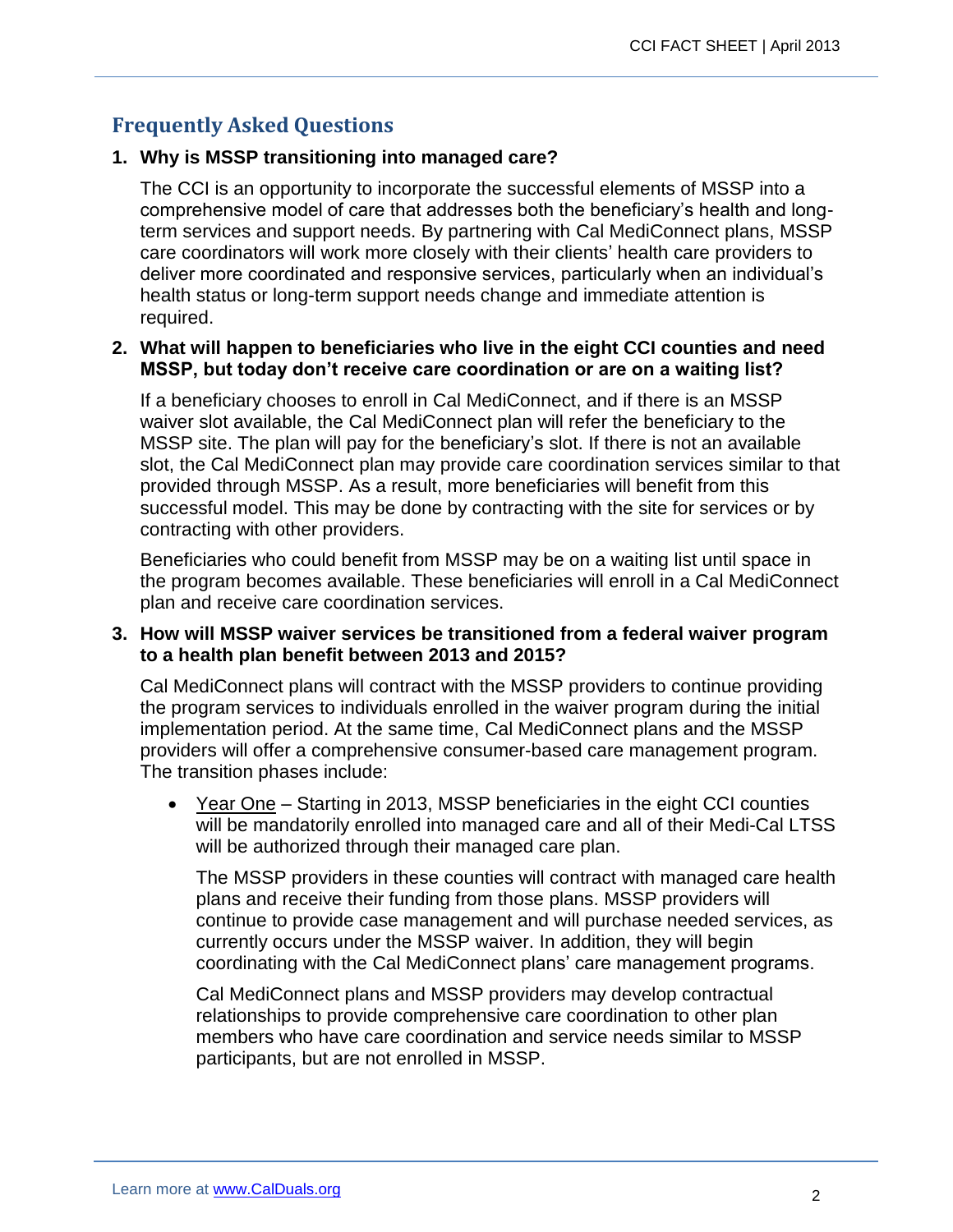## Frequently Asked Questions

1. **Why is MSSP transitioning into managed care?**

   The CCI is an opportunity to incorporate the successful elements of MSSP into a comprehensive model of care that addresses both the beneficiary's health and long-term services and support needs. By partnering with Cal MediConnect plans, MSSP care coordinators will work more closely with their clients' health care providers to deliver more coordinated and responsive services, particularly when an individual's health status or long-term support needs change and immediate attention is required.

2. **What will happen to beneficiaries who live in the eight CCI counties and need MSSP, but today don't receive care coordination or are on a waiting list?**

   If a beneficiary chooses to enroll in Cal MediConnect, and if there is an MSSP waiver slot available, the Cal MediConnect plan will refer the beneficiary to the MSSP site. The plan will pay for the beneficiary's slot. If there is not an available slot, the Cal MediConnect plan may provide care coordination services similar to that provided through MSSP. As a result, more beneficiaries will benefit from this successful model. This may be done by contracting with the site for services or by contracting with other providers.

   Beneficiaries who could benefit from MSSP may be on a waiting list until space in the program becomes available. These beneficiaries will enroll in a Cal MediConnect plan and receive care coordination services.

3. **How will MSSP waiver services be transitioned from a federal waiver program to a health plan benefit between 2013 and 2015?**

   Cal MediConnect plans will contract with the MSSP providers to continue providing the program services to individuals enrolled in the waiver program during the initial implementation period. At the same time, Cal MediConnect plans and the MSSP providers will offer a comprehensive consumer-based care management program. The transition phases include:

   - <u>Year One</u> – Starting in 2013, MSSP beneficiaries in the eight CCI counties will be mandatorily enrolled into managed care and all of their Medi-Cal LTSS will be authorized through their managed care plan.

     The MSSP providers in these counties will contract with managed care health plans and receive their funding from those plans. MSSP providers will continue to provide case management and will purchase needed services, as currently occurs under the MSSP waiver. In addition, they will begin coordinating with the Cal MediConnect plans' care management programs.

     Cal MediConnect plans and MSSP providers may develop contractual relationships to provide comprehensive care coordination to other plan members who have care coordination and service needs similar to MSSP participants, but are not enrolled in MSSP.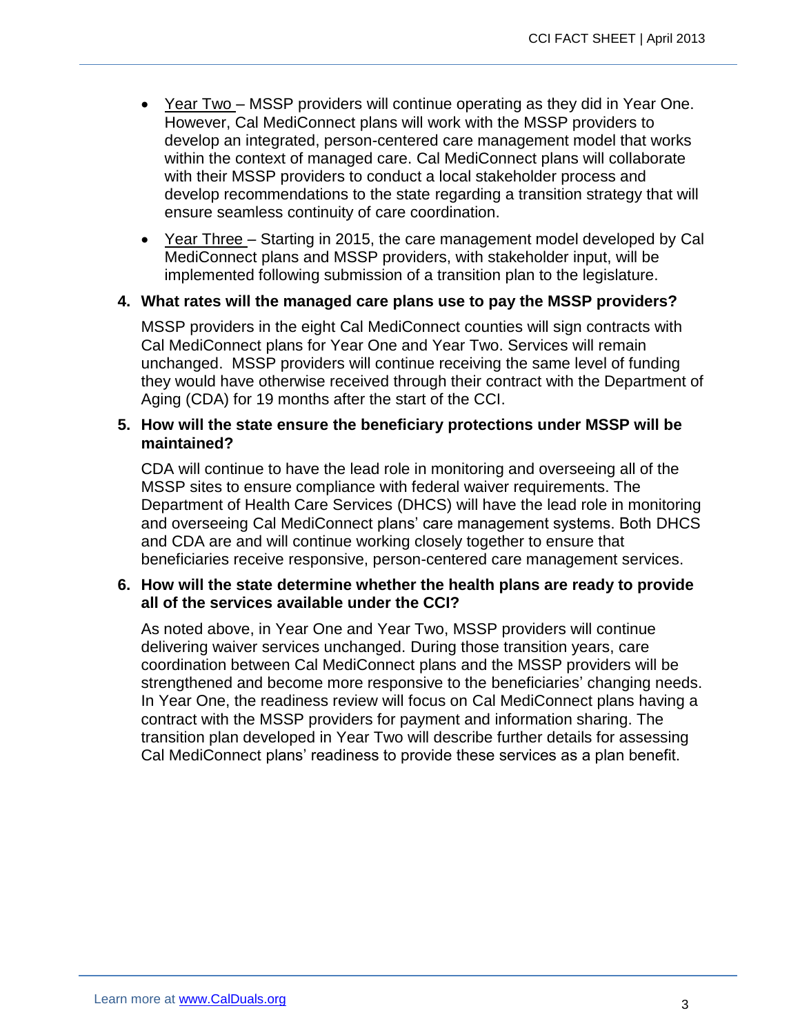- <u>Year Two</u> – MSSP providers will continue operating as they did in Year One. However, Cal MediConnect plans will work with the MSSP providers to develop an integrated, person-centered care management model that works within the context of managed care. Cal MediConnect plans will collaborate with their MSSP providers to conduct a local stakeholder process and develop recommendations to the state regarding a transition strategy that will ensure seamless continuity of care coordination.
- <u>Year Three</u> – Starting in 2015, the care management model developed by Cal MediConnect plans and MSSP providers, with stakeholder input, will be implemented following submission of a transition plan to the legislature.

**4. What rates will the managed care plans use to pay the MSSP providers?**

MSSP providers in the eight Cal MediConnect counties will sign contracts with Cal MediConnect plans for Year One and Year Two. Services will remain unchanged. MSSP providers will continue receiving the same level of funding they would have otherwise received through their contract with the Department of Aging (CDA) for 19 months after the start of the CCI.

**5. How will the state ensure the beneficiary protections under MSSP will be maintained?**

CDA will continue to have the lead role in monitoring and overseeing all of the MSSP sites to ensure compliance with federal waiver requirements. The Department of Health Care Services (DHCS) will have the lead role in monitoring and overseeing Cal MediConnect plans' care management systems. Both DHCS and CDA are and will continue working closely together to ensure that beneficiaries receive responsive, person-centered care management services.

**6. How will the state determine whether the health plans are ready to provide all of the services available under the CCI?**

As noted above, in Year One and Year Two, MSSP providers will continue delivering waiver services unchanged. During those transition years, care coordination between Cal MediConnect plans and the MSSP providers will be strengthened and become more responsive to the beneficiaries' changing needs. In Year One, the readiness review will focus on Cal MediConnect plans having a contract with the MSSP providers for payment and information sharing. The transition plan developed in Year Two will describe further details for assessing Cal MediConnect plans' readiness to provide these services as a plan benefit.